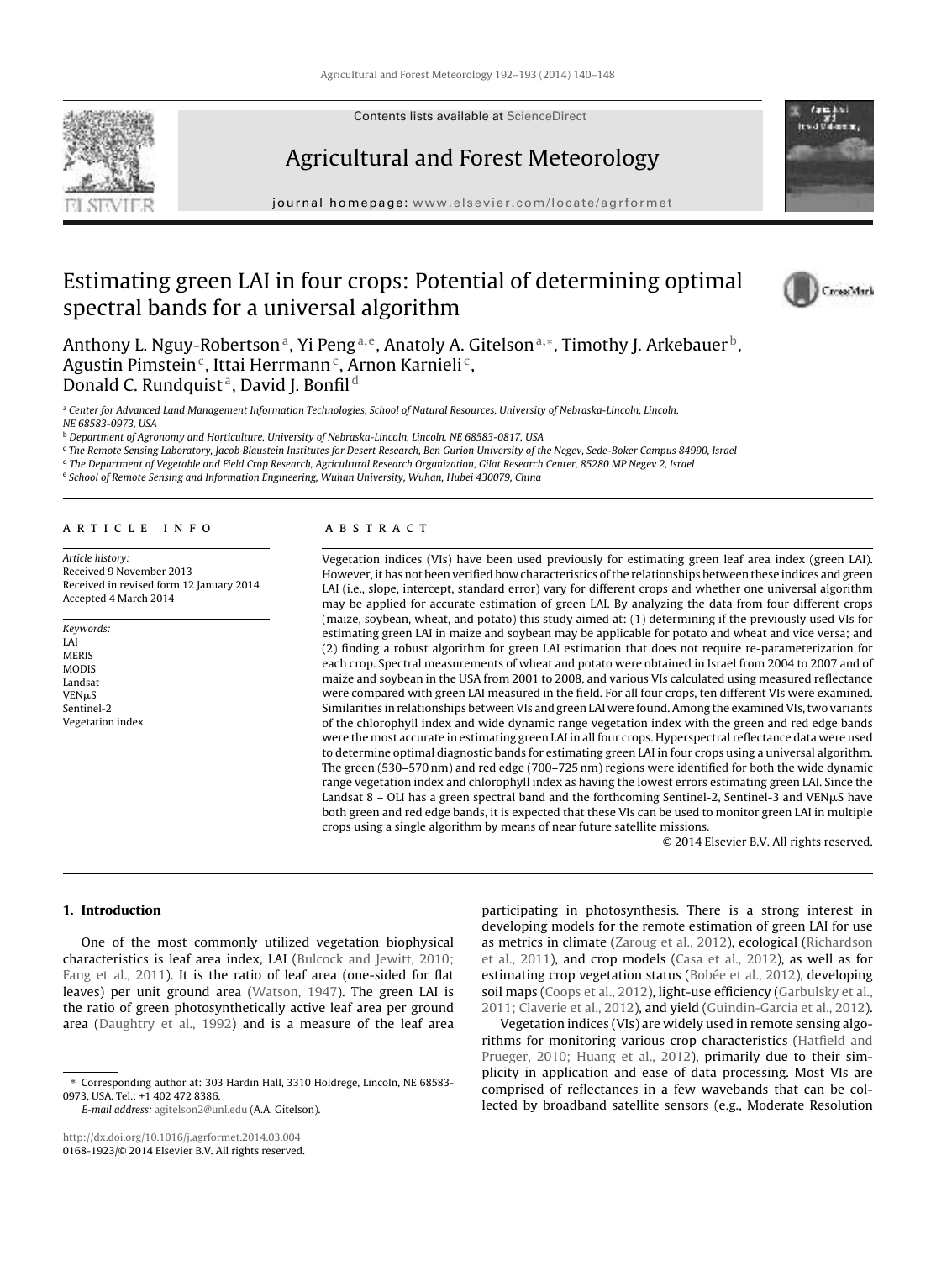Contents lists available at ScienceDirect

# Agricultural and Forest Meteorology

journal homepage: www.elsevier.com/locate/agrformet

# Estimating green LAI in four crops: Potential of determining optimal spectral bands for a universal algorithm

Anthony L. Nguy-Robertson[a], Yi Peng[a,e], Anatoly A. Gitelson[a,*], Timothy J. Arkebauer[b], Agustin Pimstein[c], Ittai Herrmann[c], Arnon Karnieli[c], Donald C. Rundquist[a], David J. Bonfil[d]

[a] Center for Advanced Land Management Information Technologies, School of Natural Resources, University of Nebraska-Lincoln, Lincoln, NE 68583-0973, USA

[b] Department of Agronomy and Horticulture, University of Nebraska-Lincoln, Lincoln, NE 68583-0817, USA

[c] The Remote Sensing Laboratory, Jacob Blaustein Institutes for Desert Research, Ben Gurion University of the Negev, Sede-Boker Campus 84990, Israel

[d] The Department of Vegetable and Field Crop Research, Agricultural Research Organization, Gilat Research Center, 85280 MP Negev 2, Israel

[e] School of Remote Sensing and Information Engineering, Wuhan University, Wuhan, Hubei 430079, China

## ARTICLE INFO

*Article history:*
Received 9 November 2013
Received in revised form 12 January 2014
Accepted 4 March 2014

*Keywords:*
LAI
MERIS
MODIS
Landsat
VENμS
Sentinel-2
Vegetation index

## ABSTRACT

Vegetation indices (VIs) have been used previously for estimating green leaf area index (green LAI). However, it has not been verified how characteristics of the relationships between these indices and green LAI (i.e., slope, intercept, standard error) vary for different crops and whether one universal algorithm may be applied for accurate estimation of green LAI. By analyzing the data from four different crops (maize, soybean, wheat, and potato) this study aimed at: (1) determining if the previously used VIs for estimating green LAI in maize and soybean may be applicable for potato and wheat and vice versa; and (2) finding a robust algorithm for green LAI estimation that does not require re-parameterization for each crop. Spectral measurements of wheat and potato were obtained in Israel from 2004 to 2007 and of maize and soybean in the USA from 2001 to 2008, and various VIs calculated using measured reflectance were compared with green LAI measured in the field. For all four crops, ten different VIs were examined. Similarities in relationships between VIs and green LAI were found. Among the examined VIs, two variants of the chlorophyll index and wide dynamic range vegetation index with the green and red edge bands were the most accurate in estimating green LAI in all four crops. Hyperspectral reflectance data were used to determine optimal diagnostic bands for estimating green LAI in four crops using a universal algorithm. The green (530–570 nm) and red edge (700–725 nm) regions were identified for both the wide dynamic range vegetation index and chlorophyll index as having the lowest errors estimating green LAI. Since the Landsat 8 – OLI has a green spectral band and the forthcoming Sentinel-2, Sentinel-3 and VENμS have both green and red edge bands, it is expected that these VIs can be used to monitor green LAI in multiple crops using a single algorithm by means of near future satellite missions.

© 2014 Elsevier B.V. All rights reserved.

## 1. Introduction

One of the most commonly utilized vegetation biophysical characteristics is leaf area index, LAI (Bulcock and Jewitt, 2010; Fang et al., 2011). It is the ratio of leaf area (one-sided for flat leaves) per unit ground area (Watson, 1947). The green LAI is the ratio of green photosynthetically active leaf area per ground area (Daughtry et al., 1992) and is a measure of the leaf area participating in photosynthesis. There is a strong interest in developing models for the remote estimation of green LAI for use as metrics in climate (Zaroug et al., 2012), ecological (Richardson et al., 2011), and crop models (Casa et al., 2012), as well as for estimating crop vegetation status (Bobée et al., 2012), developing soil maps (Coops et al., 2012), light-use efficiency (Garbulsky et al., 2011; Claverie et al., 2012), and yield (Guindin-Garcia et al., 2012).

Vegetation indices (VIs) are widely used in remote sensing algorithms for monitoring various crop characteristics (Hatfield and Prueger, 2010; Huang et al., 2012), primarily due to their simplicity in application and ease of data processing. Most VIs are comprised of reflectances in a few wavebands that can be collected by broadband satellite sensors (e.g., Moderate Resolution

---

* Corresponding author at: 303 Hardin Hall, 3310 Holdrege, Lincoln, NE 68583-0973, USA. Tel.: +1 402 472 8386.
*E-mail address:* agitelson2@unl.edu (A.A. Gitelson).

http://dx.doi.org/10.1016/j.agrformet.2014.03.004
0168-1923/© 2014 Elsevier B.V. All rights reserved.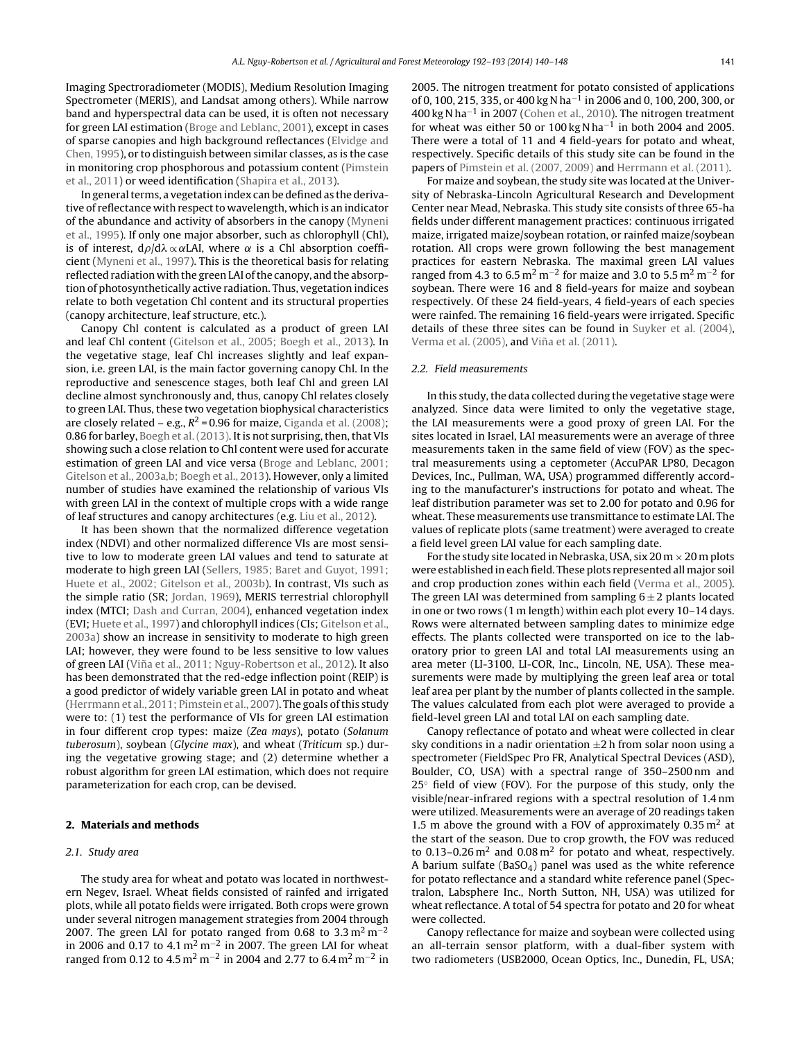Imaging Spectroradiometer (MODIS), Medium Resolution Imaging Spectrometer (MERIS), and Landsat among others). While narrow band and hyperspectral data can be used, it is often not necessary for green LAI estimation (Broge and Leblanc, 2001), except in cases of sparse canopies and high background reflectances (Elvidge and Chen, 1995), or to distinguish between similar classes, as is the case in monitoring crop phosphorous and potassium content (Pimstein et al., 2011) or weed identification (Shapira et al., 2013).

In general terms, a vegetation index can be defined as the derivative of reflectance with respect to wavelength, which is an indicator of the abundance and activity of absorbers in the canopy (Myneni et al., 1995). If only one major absorber, such as chlorophyll (Chl), is of interest, $d\rho/d\lambda \propto \alpha$LAI, where $\alpha$ is a Chl absorption coefficient (Myneni et al., 1997). This is the theoretical basis for relating reflected radiation with the green LAI of the canopy, and the absorption of photosynthetically active radiation. Thus, vegetation indices relate to both vegetation Chl content and its structural properties (canopy architecture, leaf structure, etc.).

Canopy Chl content is calculated as a product of green LAI and leaf Chl content (Gitelson et al., 2005; Boegh et al., 2013). In the vegetative stage, leaf Chl increases slightly and leaf expansion, i.e. green LAI, is the main factor governing canopy Chl. In the reproductive and senescence stages, both leaf Chl and green LAI decline almost synchronously and, thus, canopy Chl relates closely to green LAI. Thus, these two vegetation biophysical characteristics are closely related – e.g., $R^2$ = 0.96 for maize, Ciganda et al. (2008); 0.86 for barley, Boegh et al. (2013). It is not surprising, then, that VIs showing such a close relation to Chl content were used for accurate estimation of green LAI and vice versa (Broge and Leblanc, 2001; Gitelson et al., 2003a,b; Boegh et al., 2013). However, only a limited number of studies have examined the relationship of various VIs with green LAI in the context of multiple crops with a wide range of leaf structures and canopy architectures (e.g. Liu et al., 2012).

It has been shown that the normalized difference vegetation index (NDVI) and other normalized difference VIs are most sensitive to low to moderate green LAI values and tend to saturate at moderate to high green LAI (Sellers, 1985; Baret and Guyot, 1991; Huete et al., 2002; Gitelson et al., 2003b). In contrast, VIs such as the simple ratio (SR; Jordan, 1969), MERIS terrestrial chlorophyll index (MTCI; Dash and Curran, 2004), enhanced vegetation index (EVI; Huete et al., 1997) and chlorophyll indices (CIs; Gitelson et al., 2003a) show an increase in sensitivity to moderate to high green LAI; however, they were found to be less sensitive to low values of green LAI (Viña et al., 2011; Nguy-Robertson et al., 2012). It also has been demonstrated that the red-edge inflection point (REIP) is a good predictor of widely variable green LAI in potato and wheat (Herrmann et al., 2011; Pimstein et al., 2007). The goals of this study were to: (1) test the performance of VIs for green LAI estimation in four different crop types: maize (*Zea mays*), potato (*Solanum tuberosum*), soybean (*Glycine max*), and wheat (*Triticum* sp.) during the vegetative growing stage; and (2) determine whether a robust algorithm for green LAI estimation, which does not require parameterization for each crop, can be devised.

## 2. Materials and methods

### 2.1. Study area

The study area for wheat and potato was located in northwestern Negev, Israel. Wheat fields consisted of rainfed and irrigated plots, while all potato fields were irrigated. Both crops were grown under several nitrogen management strategies from 2004 through 2007. The green LAI for potato ranged from 0.68 to 3.3 $m^2\,m^{-2}$ in 2006 and 0.17 to 4.1 $m^2\,m^{-2}$ in 2007. The green LAI for wheat ranged from 0.12 to 4.5 $m^2\,m^{-2}$ in 2004 and 2.77 to 6.4 $m^2\,m^{-2}$ in 2005. The nitrogen treatment for potato consisted of applications of 0, 100, 215, 335, or 400 kg N $ha^{-1}$ in 2006 and 0, 100, 200, 300, or 400 kg N $ha^{-1}$ in 2007 (Cohen et al., 2010). The nitrogen treatment for wheat was either 50 or 100 kg N $ha^{-1}$ in both 2004 and 2005. There were a total of 11 and 4 field-years for potato and wheat, respectively. Specific details of this study site can be found in the papers of Pimstein et al. (2007, 2009) and Herrmann et al. (2011).

For maize and soybean, the study site was located at the University of Nebraska-Lincoln Agricultural Research and Development Center near Mead, Nebraska. This study site consists of three 65-ha fields under different management practices: continuous irrigated maize, irrigated maize/soybean rotation, or rainfed maize/soybean rotation. All crops were grown following the best management practices for eastern Nebraska. The maximal green LAI values ranged from 4.3 to 6.5 $m^2\,m^{-2}$ for maize and 3.0 to 5.5 $m^2\,m^{-2}$ for soybean. There were 16 and 8 field-years for maize and soybean respectively. Of these 24 field-years, 4 field-years of each species were rainfed. The remaining 16 field-years were irrigated. Specific details of these three sites can be found in Suyker et al. (2004), Verma et al. (2005), and Viña et al. (2011).

### 2.2. Field measurements

In this study, the data collected during the vegetative stage were analyzed. Since data were limited to only the vegetative stage, the LAI measurements were a good proxy of green LAI. For the sites located in Israel, LAI measurements were an average of three measurements taken in the same field of view (FOV) as the spectral measurements using a ceptometer (AccuPAR LP80, Decagon Devices, Inc., Pullman, WA, USA) programmed differently according to the manufacturer's instructions for potato and wheat. The leaf distribution parameter was set to 2.00 for potato and 0.96 for wheat. These measurements use transmittance to estimate LAI. The values of replicate plots (same treatment) were averaged to create a field level green LAI value for each sampling date.

For the study site located in Nebraska, USA, six 20 m × 20 m plots were established in each field. These plots represented all major soil and crop production zones within each field (Verma et al., 2005). The green LAI was determined from sampling 6 ± 2 plants located in one or two rows (1 m length) within each plot every 10–14 days. Rows were alternated between sampling dates to minimize edge effects. The plants collected were transported on ice to the laboratory prior to green LAI and total LAI measurements using an area meter (LI-3100, LI-COR, Inc., Lincoln, NE, USA). These measurements were made by multiplying the green leaf area or total leaf area per plant by the number of plants collected in the sample. The values calculated from each plot were averaged to provide a field-level green LAI and total LAI on each sampling date.

Canopy reflectance of potato and wheat were collected in clear sky conditions in a nadir orientation ±2 h from solar noon using a spectrometer (FieldSpec Pro FR, Analytical Spectral Devices (ASD), Boulder, CO, USA) with a spectral range of 350–2500 nm and 25° field of view (FOV). For the purpose of this study, only the visible/near-infrared regions with a spectral resolution of 1.4 nm were utilized. Measurements were an average of 20 readings taken 1.5 m above the ground with a FOV of approximately 0.35 $m^2$ at the start of the season. Due to crop growth, the FOV was reduced to 0.13–0.26 $m^2$ and 0.08 $m^2$ for potato and wheat, respectively. A barium sulfate ($BaSO_4$) panel was used as the white reference for potato reflectance and a standard white reference panel (Spectralon, Labsphere Inc., North Sutton, NH, USA) was utilized for wheat reflectance. A total of 54 spectra for potato and 20 for wheat were collected.

Canopy reflectance for maize and soybean were collected using an all-terrain sensor platform, with a dual-fiber system with two radiometers (USB2000, Ocean Optics, Inc., Dunedin, FL, USA;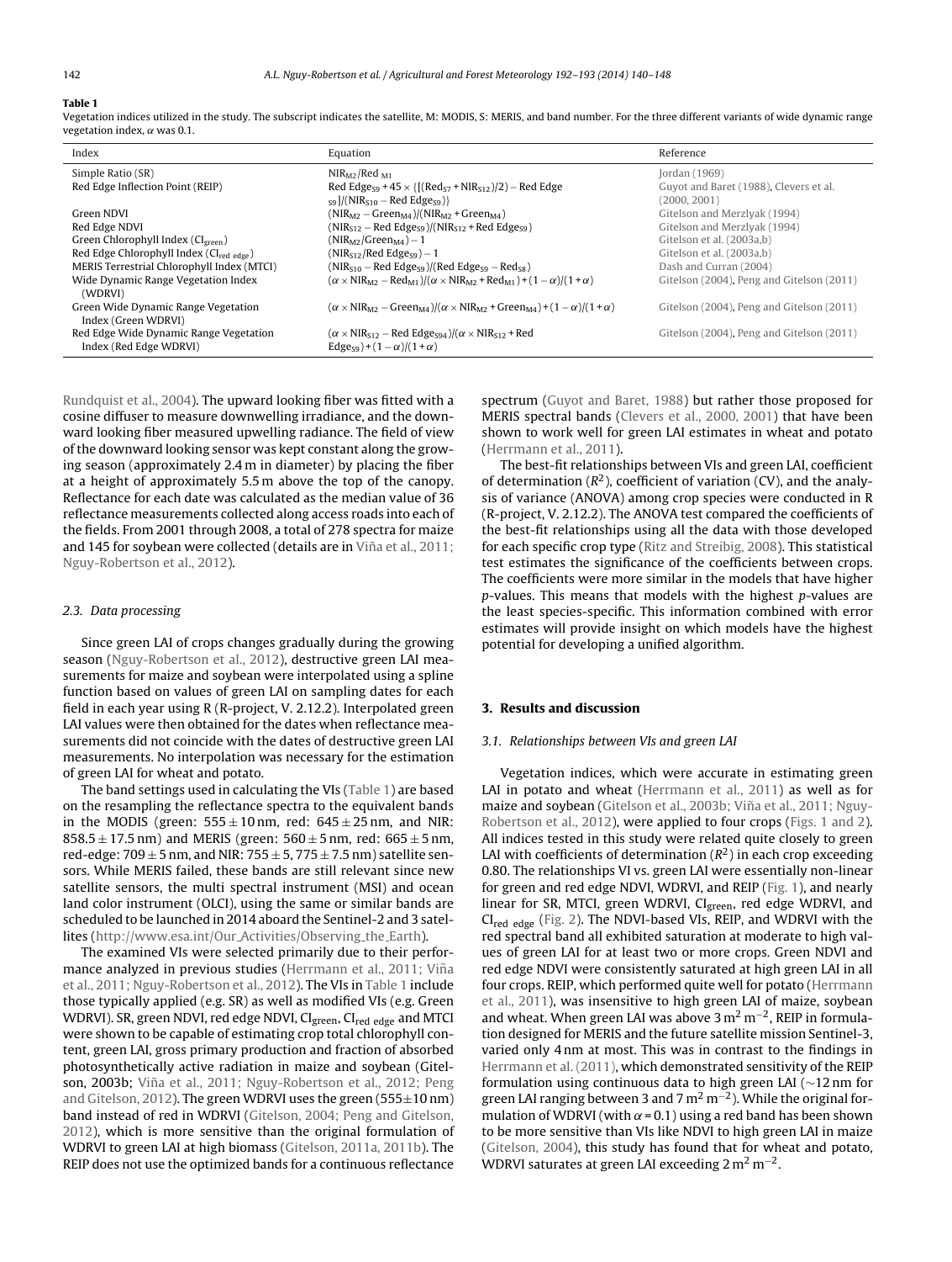**Table 1**

Vegetation indices utilized in the study. The subscript indicates the satellite, M: MODIS, S: MERIS, and band number. For the three different variants of wide dynamic range vegetation index, $\alpha$ was 0.1.

| Index | Equation | Reference |
|---|---|---|
| Simple Ratio (SR) | $NIR_{M2}/Red_{M1}$ | Jordan (1969) |
| Red Edge Inflection Point (REIP) | $Red\ Edge_{S9} + 45 \times \{[(Red_{S7} + NIR_{S12})/2) - Red\ Edge_{S9}]/(NIR_{S10} - Red\ Edge_{S9})\}$ | Guyot and Baret (1988), Clevers et al. (2000, 2001) |
| Green NDVI | $(NIR_{M2} - Green_{M4})/(NIR_{M2} + Green_{M4})$ | Gitelson and Merzlyak (1994) |
| Red Edge NDVI | $(NIR_{S12} - Red\ Edge_{S9})/(NIR_{S12} + Red\ Edge_{S9})$ | Gitelson and Merzlyak (1994) |
| Green Chlorophyll Index ($CI_{green}$) | $(NIR_{M2}/Green_{M4}) - 1$ | Gitelson et al. (2003a,b) |
| Red Edge Chlorophyll Index ($CI_{red\ edge}$) | $(NIR_{S12}/Red\ Edge_{S9}) - 1$ | Gitelson et al. (2003a,b) |
| MERIS Terrestrial Chlorophyll Index (MTCI) | $(NIR_{S10} - Red\ Edge_{S9})/(Red\ Edge_{S9} - Red_{S8})$ | Dash and Curran (2004) |
| Wide Dynamic Range Vegetation Index (WDRVI) | $(\alpha \times NIR_{M2} - Red_{M1})/(\alpha \times NIR_{M2} + Red_{M1}) + (1-\alpha)/(1+\alpha)$ | Gitelson (2004), Peng and Gitelson (2011) |
| Green Wide Dynamic Range Vegetation Index (Green WDRVI) | $(\alpha \times NIR_{M2} - Green_{M4})/(\alpha \times NIR_{M2} + Green_{M4}) + (1-\alpha)/(1+\alpha)$ | Gitelson (2004), Peng and Gitelson (2011) |
| Red Edge Wide Dynamic Range Vegetation Index (Red Edge WDRVI) | $(\alpha \times NIR_{S12} - Red\ Edge_{S94})/(\alpha \times NIR_{S12} + Red\ Edge_{S9}) + (1-\alpha)/(1+\alpha)$ | Gitelson (2004), Peng and Gitelson (2011) |

Rundquist et al., 2004). The upward looking fiber was fitted with a cosine diffuser to measure downwelling irradiance, and the downward looking fiber measured upwelling radiance. The field of view of the downward looking sensor was kept constant along the growing season (approximately 2.4 m in diameter) by placing the fiber at a height of approximately 5.5 m above the top of the canopy. Reflectance for each date was calculated as the median value of 36 reflectance measurements collected along access roads into each of the fields. From 2001 through 2008, a total of 278 spectra for maize and 145 for soybean were collected (details are in Viña et al., 2011; Nguy-Robertson et al., 2012).

### 2.3. Data processing

Since green LAI of crops changes gradually during the growing season (Nguy-Robertson et al., 2012), destructive green LAI measurements for maize and soybean were interpolated using a spline function based on values of green LAI on sampling dates for each field in each year using R (R-project, V. 2.12.2). Interpolated green LAI values were then obtained for the dates when reflectance measurements did not coincide with the dates of destructive green LAI measurements. No interpolation was necessary for the estimation of green LAI for wheat and potato.

The band settings used in calculating the VIs (Table 1) are based on the resampling the reflectance spectra to the equivalent bands in the MODIS (green: $555 \pm 10$ nm, red: $645 \pm 25$ nm, and NIR: $858.5 \pm 17.5$ nm) and MERIS (green: $560 \pm 5$ nm, red: $665 \pm 5$ nm, red-edge: $709 \pm 5$ nm, and NIR: $755 \pm 5$, $775 \pm 7.5$ nm) satellite sensors. While MERIS failed, these bands are still relevant since new satellite sensors, the multi spectral instrument (MSI) and ocean land color instrument (OLCI), using the same or similar bands are scheduled to be launched in 2014 aboard the Sentinel-2 and 3 satellites (http://www.esa.int/Our_Activities/Observing_the_Earth).

The examined VIs were selected primarily due to their performance analyzed in previous studies (Herrmann et al., 2011; Viña et al., 2011; Nguy-Robertson et al., 2012). The VIs in Table 1 include those typically applied (e.g. SR) as well as modified VIs (e.g. Green WDRVI). SR, green NDVI, red edge NDVI, $CI_{green}$, $CI_{red\ edge}$ and MTCI were shown to be capable of estimating crop total chlorophyll content, green LAI, gross primary production and fraction of absorbed photosynthetically active radiation in maize and soybean (Gitelson, 2003b; Viña et al., 2011; Nguy-Robertson et al., 2012; Peng and Gitelson, 2012). The green WDRVI uses the green ($555 \pm 10$ nm) band instead of red in WDRVI (Gitelson, 2004; Peng and Gitelson, 2012), which is more sensitive than the original formulation of WDRVI to green LAI at high biomass (Gitelson, 2011a, 2011b). The REIP does not use the optimized bands for a continuous reflectance spectrum (Guyot and Baret, 1988) but rather those proposed for MERIS spectral bands (Clevers et al., 2000, 2001) that have been shown to work well for green LAI estimates in wheat and potato (Herrmann et al., 2011).

The best-fit relationships between VIs and green LAI, coefficient of determination ($R^2$), coefficient of variation (CV), and the analysis of variance (ANOVA) among crop species were conducted in R (R-project, V. 2.12.2). The ANOVA test compared the coefficients of the best-fit relationships using all the data with those developed for each specific crop type (Ritz and Streibig, 2008). This statistical test estimates the significance of the coefficients between crops. The coefficients were more similar in the models that have higher *p*-values. This means that models with the highest *p*-values are the least species-specific. This information combined with error estimates will provide insight on which models have the highest potential for developing a unified algorithm.

## 3. Results and discussion

### 3.1. Relationships between VIs and green LAI

Vegetation indices, which were accurate in estimating green LAI in potato and wheat (Herrmann et al., 2011) as well as for maize and soybean (Gitelson et al., 2003b; Viña et al., 2011; Nguy-Robertson et al., 2012), were applied to four crops (Figs. 1 and 2). All indices tested in this study were related quite closely to green LAI with coefficients of determination ($R^2$) in each crop exceeding 0.80. The relationships VI vs. green LAI were essentially non-linear for green and red edge NDVI, WDRVI, and REIP (Fig. 1), and nearly linear for SR, MTCI, green WDRVI, $CI_{green}$, red edge WDRVI, and $CI_{red\ edge}$ (Fig. 2). The NDVI-based VIs, REIP, and WDRVI with the red spectral band all exhibited saturation at moderate to high values of green LAI for at least two or more crops. Green NDVI and red edge NDVI were consistently saturated at high green LAI in all four crops. REIP, which performed quite well for potato (Herrmann et al., 2011), was insensitive to high green LAI of maize, soybean and wheat. When green LAI was above 3 $m^2\ m^{-2}$, REIP in formulation designed for MERIS and the future satellite mission Sentinel-3, varied only 4 nm at most. This was in contrast to the findings in Herrmann et al. (2011), which demonstrated sensitivity of the REIP formulation using continuous data to high green LAI (~12 nm for green LAI ranging between 3 and 7 $m^2\ m^{-2}$). While the original formulation of WDRVI (with $\alpha = 0.1$) using a red band has been shown to be more sensitive than VIs like NDVI to high green LAI in maize (Gitelson, 2004), this study has found that for wheat and potato, WDRVI saturates at green LAI exceeding 2 $m^2\ m^{-2}$.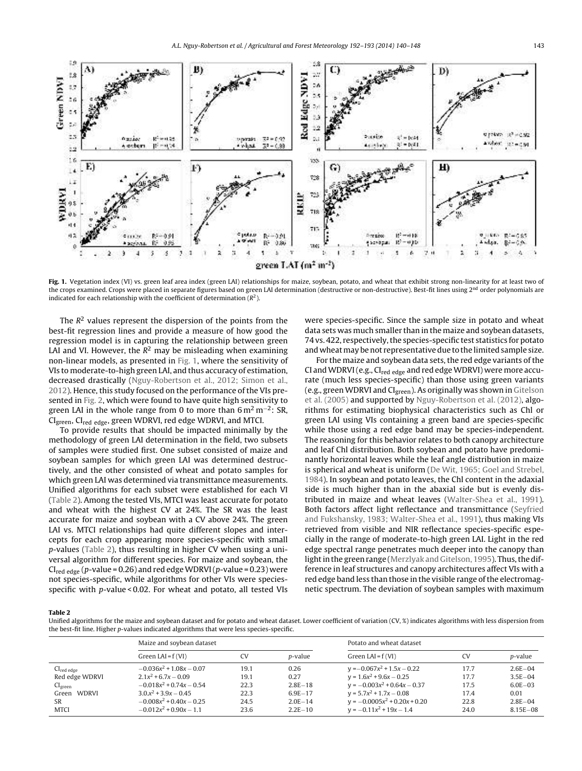**Fig. 1.** Vegetation index (VI) vs. green leaf area index (green LAI) relationships for maize, soybean, potato, and wheat that exhibit strong non-linearity for at least two of the crops examined. Crops were placed in separate figures based on green LAI determination (destructive or non-destructive). Best-fit lines using 2[nd] order polynomials are indicated for each relationship with the coefficient of determination ($R^2$).

The $R^2$ values represent the dispersion of the points from the best-fit regression lines and provide a measure of how good the regression model is in capturing the relationship between green LAI and VI. However, the $R^2$ may be misleading when examining non-linear models, as presented in Fig. 1, where the sensitivity of VIs to moderate-to-high green LAI, and thus accuracy of estimation, decreased drastically (Nguy-Robertson et al., 2012; Simon et al., 2012). Hence, this study focused on the performance of the VIs presented in Fig. 2, which were found to have quite high sensitivity to green LAI in the whole range from 0 to more than 6 $m^2\,m^{-2}$: SR, $CI_{green}$, $CI_{red\ edge}$, green WDRVI, red edge WDRVI, and MTCI.

To provide results that should be impacted minimally by the methodology of green LAI determination in the field, two subsets of samples were studied first. One subset consisted of maize and soybean samples for which green LAI was determined destructively, and the other consisted of wheat and potato samples for which green LAI was determined via transmittance measurements. Unified algorithms for each subset were established for each VI (Table 2). Among the tested VIs, MTCI was least accurate for potato and wheat with the highest CV at 24%. The SR was the least accurate for maize and soybean with a CV above 24%. The green LAI vs. MTCI relationships had quite different slopes and intercepts for each crop appearing more species-specific with small $p$-values (Table 2), thus resulting in higher CV when using a universal algorithm for different species. For maize and soybean, the $CI_{red\ edge}$ ($p$-value = 0.26) and red edge WDRVI ($p$-value = 0.23) were not species-specific, while algorithms for other VIs were species-specific with $p$-value < 0.02. For wheat and potato, all tested VIs were species-specific. Since the sample size in potato and wheat data sets was much smaller than in the maize and soybean datasets, 74 vs. 422, respectively, the species-specific test statistics for potato and wheat may be not representative due to the limited sample size.

For the maize and soybean data sets, the red edge variants of the CI and WDRVI (e.g., $CI_{red\ edge}$ and red edge WDRVI) were more accurate (much less species-specific) than those using green variants (e.g., green WDRVI and $CI_{green}$). As originally was shown in Gitelson et al. (2005) and supported by Nguy-Robertson et al. (2012), algorithms for estimating biophysical characteristics such as Chl or green LAI using VIs containing a green band are species-specific while those using a red edge band may be species-independent. The reasoning for this behavior relates to both canopy architecture and leaf Chl distribution. Both soybean and potato have predominantly horizontal leaves while the leaf angle distribution in maize is spherical and wheat is uniform (De Wit, 1965; Goel and Strebel, 1984). In soybean and potato leaves, the Chl content in the adaxial side is much higher than in the abaxial side but is evenly distributed in maize and wheat leaves (Walter-Shea et al., 1991). Both factors affect light reflectance and transmittance (Seyfried and Fukshansky, 1983; Walter-Shea et al., 1991), thus making VIs retrieved from visible and NIR reflectance species-specific especially in the range of moderate-to-high green LAI. Light in the red edge spectral range penetrates much deeper into the canopy than light in the green range (Merzlyak and Gitelson, 1995). Thus, the difference in leaf structures and canopy architectures affect VIs with a red edge band less than those in the visible range of the electromagnetic spectrum. The deviation of soybean samples with maximum

**Table 2**
Unified algorithms for the maize and soybean dataset and for potato and wheat dataset. Lower coefficient of variation (CV, %) indicates algorithms with less dispersion from the best-fit line. Higher $p$-values indicated algorithms that were less species-specific.

| | Maize and soybean dataset | | | Potato and wheat dataset | | |
|---|---|---|---|---|---|---|
| | Green LAI = f (VI) | CV | $p$-value | Green LAI = f (VI) | CV | $p$-value |
| $CI_{red\ edge}$ | $-0.036x^2 + 1.08x - 0.07$ | 19.1 | 0.26 | $y = -0.067x^2 + 1.5x - 0.22$ | 17.7 | 2.6E−04 |
| Red edge WDRVI | $2.1x^2 + 6.7x - 0.09$ | 19.1 | 0.27 | $y = 1.6x^2 + 9.6x - 0.25$ | 17.7 | 3.5E−04 |
| $CI_{green}$ | $-0.018x^2 + 0.74x - 0.54$ | 22.3 | 2.8E−18 | $y = -0.003x^2 + 0.64x - 0.37$ | 17.5 | 6.0E−03 |
| Green WDRVI | $3.0x^2 + 3.9x - 0.45$ | 22.3 | 6.9E−17 | $y = 5.7x^2 + 1.7x - 0.08$ | 17.4 | 0.01 |
| SR | $-0.008x^2 + 0.40x - 0.25$ | 24.5 | 2.0E−14 | $y = -0.0005x^2 + 0.20x + 0.20$ | 22.8 | 2.8E−04 |
| MTCI | $-0.012x^2 + 0.90x - 1.1$ | 23.6 | 2.2E−10 | $y = -0.11x^2 + 19x - 1.4$ | 24.0 | 8.15E−08 |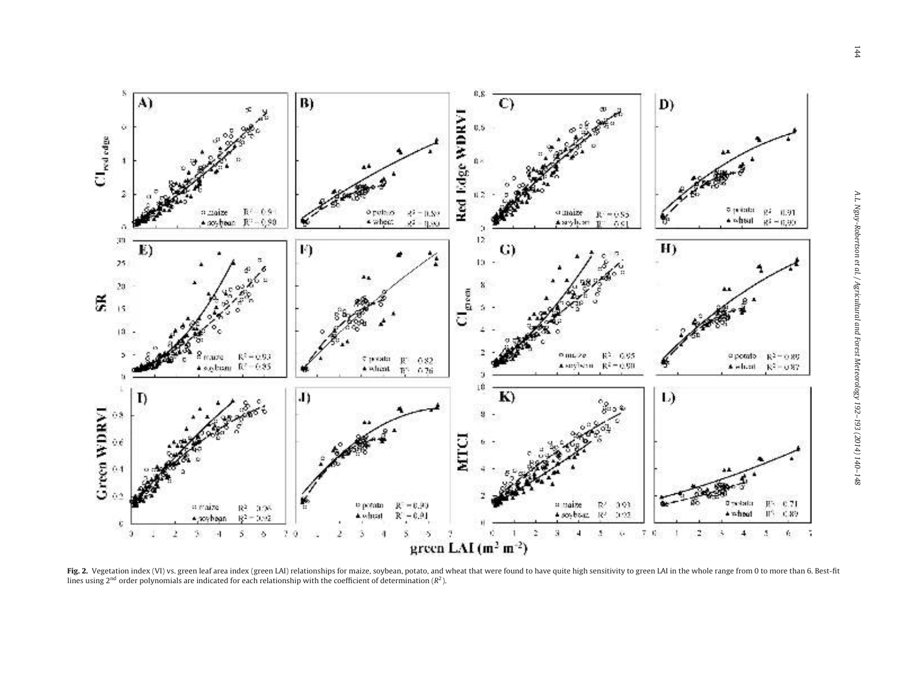**Fig. 2.** Vegetation index (VI) vs. green leaf area index (green LAI) relationships for maize, soybean, potato, and wheat that were found to have quite high sensitivity to green LAI in the whole range from 0 to more than 6. Best-fit lines using 2[nd] order polynomials are indicated for each relationship with the coefficient of determination ($R^2$).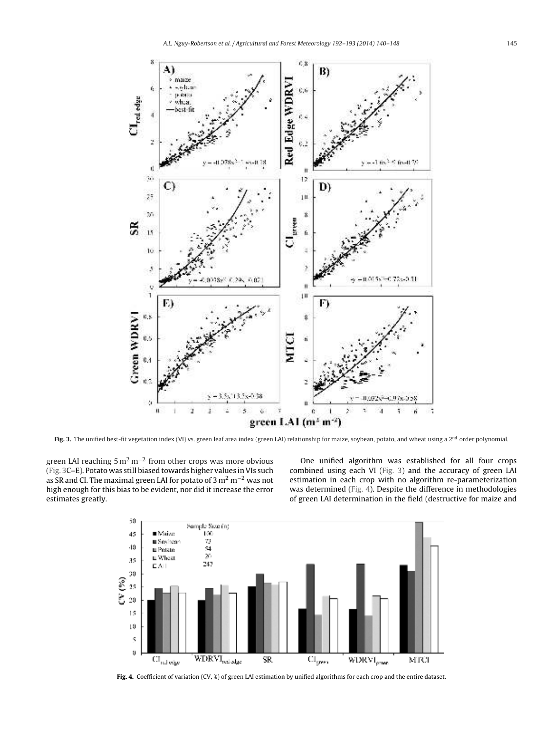**Fig. 3.** The unified best-fit vegetation index (VI) vs. green leaf area index (green LAI) relationship for maize, soybean, potato, and wheat using a 2[nd] order polynomial.

green LAI reaching $5\,m^2\,m^{-2}$ from other crops was more obvious (Fig. 3C–E). Potato was still biased towards higher values in VIs such as SR and CI. The maximal green LAI for potato of $3\,m^2\,m^{-2}$ was not high enough for this bias to be evident, nor did it increase the error estimates greatly.

One unified algorithm was established for all four crops combined using each VI (Fig. 3) and the accuracy of green LAI estimation in each crop with no algorithm re-parameterization was determined (Fig. 4). Despite the difference in methodologies of green LAI determination in the field (destructive for maize and

**Fig. 4.** Coefficient of variation (CV, %) of green LAI estimation by unified algorithms for each crop and the entire dataset.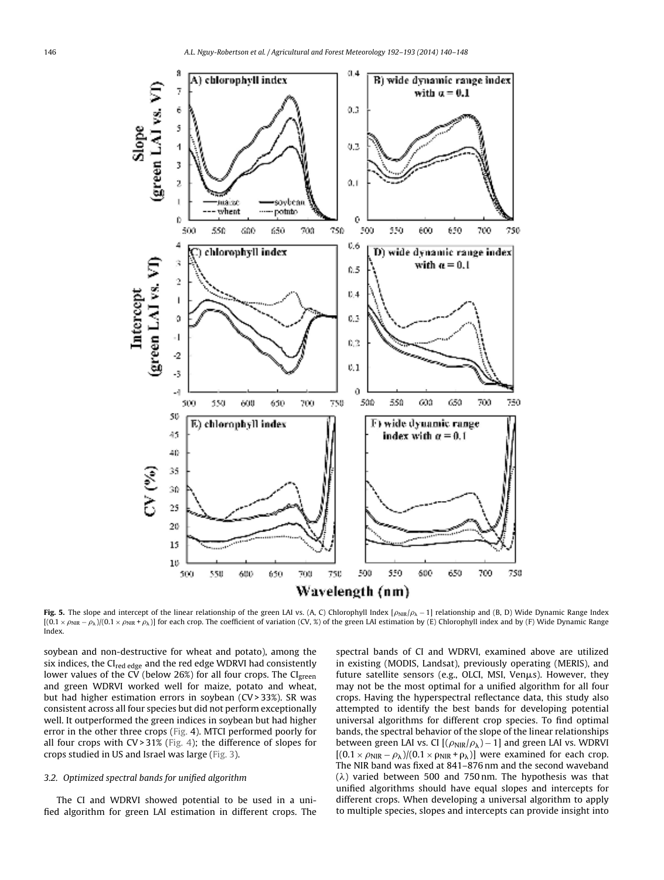**Fig. 5.** The slope and intercept of the linear relationship of the green LAI vs. (A, C) Chlorophyll Index $[\rho_{NIR}/\rho_{\lambda} - 1]$ relationship and (B, D) Wide Dynamic Range Index $[(0.1 \times \rho_{NIR} - \rho_{\lambda})/(0.1 \times \rho_{NIR} + \rho_{\lambda})]$ for each crop. The coefficient of variation (CV, %) of the green LAI estimation by (E) Chlorophyll index and by (F) Wide Dynamic Range Index.

soybean and non-destructive for wheat and potato), among the six indices, the $CI_{red\ edge}$ and the red edge WDRVI had consistently lower values of the CV (below 26%) for all four crops. The $CI_{green}$ and green WDRVI worked well for maize, potato and wheat, but had higher estimation errors in soybean (CV > 33%). SR was consistent across all four species but did not perform exceptionally well. It outperformed the green indices in soybean but had higher error in the other three crops (Fig. 4). MTCI performed poorly for all four crops with CV > 31% (Fig. 4); the difference of slopes for crops studied in US and Israel was large (Fig. 3).

### 3.2. Optimized spectral bands for unified algorithm

The CI and WDRVI showed potential to be used in a unified algorithm for green LAI estimation in different crops. The spectral bands of CI and WDRVI, examined above are utilized in existing (MODIS, Landsat), previously operating (MERIS), and future satellite sensors (e.g., OLCI, MSI, Venμs). However, they may not be the most optimal for a unified algorithm for all four crops. Having the hyperspectral reflectance data, this study also attempted to identify the best bands for developing potential universal algorithms for different crop species. To find optimal bands, the spectral behavior of the slope of the linear relationships between green LAI vs. CI $[(\rho_{NIR}/\rho_{\lambda}) - 1]$ and green LAI vs. WDRVI $[(0.1 \times \rho_{NIR} - \rho_{\lambda})/(0.1 \times \rho_{NIR} + \rho_{\lambda})]$ were examined for each crop. The NIR band was fixed at 841–876 nm and the second waveband ($\lambda$) varied between 500 and 750 nm. The hypothesis was that unified algorithms should have equal slopes and intercepts for different crops. When developing a universal algorithm to apply to multiple species, slopes and intercepts can provide insight into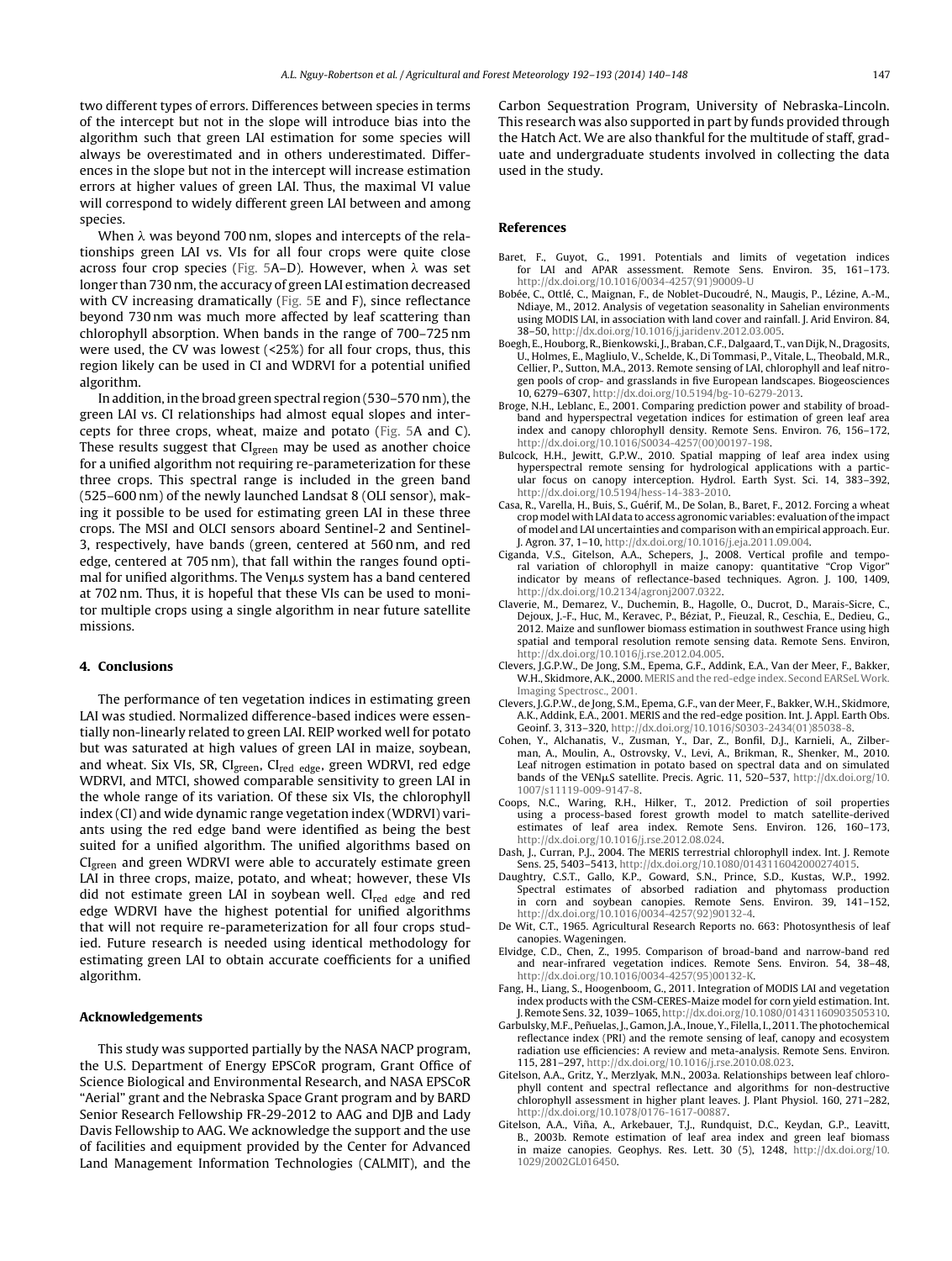two different types of errors. Differences between species in terms of the intercept but not in the slope will introduce bias into the algorithm such that green LAI estimation for some species will always be overestimated and in others underestimated. Differences in the slope but not in the intercept will increase estimation errors at higher values of green LAI. Thus, the maximal VI value will correspond to widely different green LAI between and among species.

When λ was beyond 700 nm, slopes and intercepts of the relationships green LAI vs. VIs for all four crops were quite close across four crop species (Fig. 5A–D). However, when λ was set longer than 730 nm, the accuracy of green LAI estimation decreased with CV increasing dramatically (Fig. 5E and F), since reflectance beyond 730 nm was much more affected by leaf scattering than chlorophyll absorption. When bands in the range of 700–725 nm were used, the CV was lowest (<25%) for all four crops, thus, this region likely can be used in CI and WDRVI for a potential unified algorithm.

In addition, in the broad green spectral region (530–570 nm), the green LAI vs. CI relationships had almost equal slopes and intercepts for three crops, wheat, maize and potato (Fig. 5A and C). These results suggest that $CI_{green}$ may be used as another choice for a unified algorithm not requiring re-parameterization for these three crops. This spectral range is included in the green band (525–600 nm) of the newly launched Landsat 8 (OLI sensor), making it possible to be used for estimating green LAI in these three crops. The MSI and OLCI sensors aboard Sentinel-2 and Sentinel-3, respectively, have bands (green, centered at 560 nm, and red edge, centered at 705 nm), that fall within the ranges found optimal for unified algorithms. The Venμs system has a band centered at 702 nm. Thus, it is hopeful that these VIs can be used to monitor multiple crops using a single algorithm in near future satellite missions.

## 4. Conclusions

The performance of ten vegetation indices in estimating green LAI was studied. Normalized difference-based indices were essentially non-linearly related to green LAI. REIP worked well for potato but was saturated at high values of green LAI in maize, soybean, and wheat. Six VIs, SR, $CI_{green}$, $CI_{red\ edge}$, green WDRVI, red edge WDRVI, and MTCI, showed comparable sensitivity to green LAI in the whole range of its variation. Of these six VIs, the chlorophyll index (CI) and wide dynamic range vegetation index (WDRVI) variants using the red edge band were identified as being the best suited for a unified algorithm. The unified algorithms based on $CI_{green}$ and green WDRVI were able to accurately estimate green LAI in three crops, maize, potato, and wheat; however, these VIs did not estimate green LAI in soybean well. $CI_{red\ edge}$ and red edge WDRVI have the highest potential for unified algorithms that will not require re-parameterization for all four crops studied. Future research is needed using identical methodology for estimating green LAI to obtain accurate coefficients for a unified algorithm.

## Acknowledgements

This study was supported partially by the NASA NACP program, the U.S. Department of Energy EPSCoR program, Grant Office of Science Biological and Environmental Research, and NASA EPSCoR "Aerial" grant and the Nebraska Space Grant program and by BARD Senior Research Fellowship FR-29-2012 to AAG and DJB and Lady Davis Fellowship to AAG. We acknowledge the support and the use of facilities and equipment provided by the Center for Advanced Land Management Information Technologies (CALMIT), and the Carbon Sequestration Program, University of Nebraska-Lincoln. This research was also supported in part by funds provided through the Hatch Act. We are also thankful for the multitude of staff, graduate and undergraduate students involved in collecting the data used in the study.

## References

Baret, F., Guyot, G., 1991. Potentials and limits of vegetation indices for LAI and APAR assessment. Remote Sens. Environ. 35, 161–173. http://dx.doi.org/10.1016/0034-4257(91)90009-U

Bobée, C., Ottlé, C., Maignan, F., de Noblet-Ducoudré, N., Maugis, P., Lézine, A.-M., Ndiaye, M., 2012. Analysis of vegetation seasonality in Sahelian environments using MODIS LAI, in association with land cover and rainfall. J. Arid Environ. 84, 38–50, http://dx.doi.org/10.1016/j.jaridenv.2012.03.005.

Boegh, E., Houborg, R., Bienkowski, J., Braban, C.F., Dalgaard, T., van Dijk, N., Dragosits, U., Holmes, E., Magliulo, V., Schelde, K., Di Tommasi, P., Vitale, L., Theobald, M.R., Cellier, P., Sutton, M.A., 2013. Remote sensing of LAI, chlorophyll and leaf nitrogen pools of crop- and grasslands in five European landscapes. Biogeosciences 10, 6279–6307, http://dx.doi.org/10.5194/bg-10-6279-2013.

Broge, N.H., Leblanc, E., 2001. Comparing prediction power and stability of broadband and hyperspectral vegetation indices for estimation of green leaf area index and canopy chlorophyll density. Remote Sens. Environ. 76, 156–172, http://dx.doi.org/10.1016/S0034-4257(00)00197-198.

Bulcock, H.H., Jewitt, G.P.W., 2010. Spatial mapping of leaf area index using hyperspectral remote sensing for hydrological applications with a particular focus on canopy interception. Hydrol. Earth Syst. Sci. 14, 383–392, http://dx.doi.org/10.5194/hess-14-383-2010.

Casa, R., Varella, H., Buis, S., Guérif, M., De Solan, B., Baret, F., 2012. Forcing a wheat crop model with LAI data to access agronomic variables: evaluation of the impact of model and LAI uncertainties and comparison with an empirical approach. Eur. J. Agron. 37, 1–10, http://dx.doi.org/10.1016/j.eja.2011.09.004.

Ciganda, V.S., Gitelson, A.A., Schepers, J., 2008. Vertical profile and temporal variation of chlorophyll in maize canopy: quantitative "Crop Vigor" indicator by means of reflectance-based techniques. Agron. J. 100, 1409, http://dx.doi.org/10.2134/agronj2007.0322.

Claverie, M., Demarez, V., Duchemin, B., Hagolle, O., Ducrot, D., Marais-Sicre, C., Dejoux, J.-F., Huc, M., Keravec, P., Béziat, P., Fieuzal, R., Ceschia, E., Dedieu, G., 2012. Maize and sunflower biomass estimation in southwest France using high spatial and temporal resolution remote sensing data. Remote Sens. Environ, http://dx.doi.org/10.1016/j.rse.2012.04.005.

Clevers, J.G.P.W., De Jong, S.M., Epema, G.F., Addink, E.A., Van der Meer, F., Bakker, W.H., Skidmore, A.K., 2000. MERIS and the red-edge index. Second EARSeL Work. Imaging Spectrosc., 2001.

Clevers, J.G.P.W., de Jong, S.M., Epema, G.F., van der Meer, F., Bakker, W.H., Skidmore, A.K., Addink, E.A., 2001. MERIS and the red-edge position. Int. J. Appl. Earth Obs. Geoinf. 3, 313–320, http://dx.doi.org/10.1016/S0303-2434(01)85038-8.

Cohen, Y., Alchanatis, V., Zusman, Y., Dar, Z., Bonfil, D.J., Karnieli, A., Zilberman, A., Moulin, A., Ostrovsky, V., Levi, A., Brikman, R., Shenker, M., 2010. Leaf nitrogen estimation in potato based on spectral data and on simulated bands of the VENμS satellite. Precis. Agric. 11, 520–537, http://dx.doi.org/10.1007/s11119-009-9147-8.

Coops, N.C., Waring, R.H., Hilker, T., 2012. Prediction of soil properties using a process-based forest growth model to match satellite-derived estimates of leaf area index. Remote Sens. Environ. 126, 160–173, http://dx.doi.org/10.1016/j.rse.2012.08.024.

Dash, J., Curran, P.J., 2004. The MERIS terrestrial chlorophyll index. Int. J. Remote Sens. 25, 5403–5413, http://dx.doi.org/10.1080/0143116042000274015.

Daughtry, C.S.T., Gallo, K.P., Goward, S.N., Prince, S.D., Kustas, W.P., 1992. Spectral estimates of absorbed radiation and phytomass production in corn and soybean canopies. Remote Sens. Environ. 39, 141–152, http://dx.doi.org/10.1016/0034-4257(92)90132-4.

De Wit, C.T., 1965. Agricultural Research Reports no. 663: Photosynthesis of leaf canopies. Wageningen.

Elvidge, C.D., Chen, Z., 1995. Comparison of broad-band and narrow-band red and near-infrared vegetation indices. Remote Sens. Environ. 54, 38–48, http://dx.doi.org/10.1016/0034-4257(95)00132-K.

Fang, H., Liang, S., Hoogenboom, G., 2011. Integration of MODIS LAI and vegetation index products with the CSM-CERES-Maize model for corn yield estimation. Int. J. Remote Sens. 32, 1039–1065, http://dx.doi.org/10.1080/01431160903505310.

Garbulsky, M.F., Peñuelas, J., Gamon, J.A., Inoue, Y., Filella, I., 2011. The photochemical reflectance index (PRI) and the remote sensing of leaf, canopy and ecosystem radiation use efficiencies: A review and meta-analysis. Remote Sens. Environ. 115, 281–297, http://dx.doi.org/10.1016/j.rse.2010.08.023.

Gitelson, A.A., Gritz, Y., Merzlyak, M.N., 2003a. Relationships between leaf chlorophyll content and spectral reflectance and algorithms for non-destructive chlorophyll assessment in higher plant leaves. J. Plant Physiol. 160, 271–282, http://dx.doi.org/10.1078/0176-1617-00887.

Gitelson, A.A., Viña, A., Arkebauer, T.J., Rundquist, D.C., Keydan, G.P., Leavitt, B., 2003b. Remote estimation of leaf area index and green leaf biomass in maize canopies. Geophys. Res. Lett. 30 (5), 1248, http://dx.doi.org/10.1029/2002GL016450.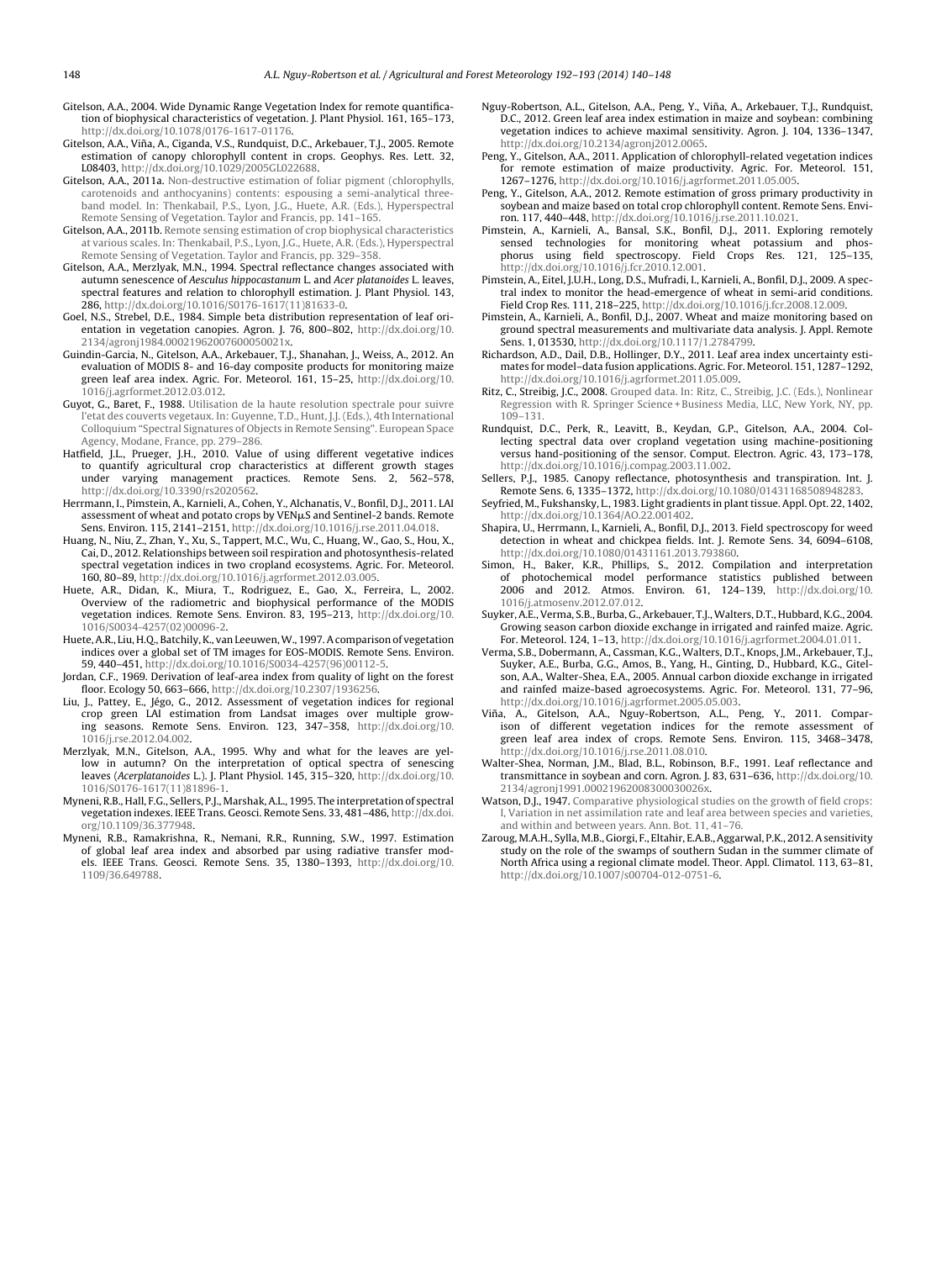Gitelson, A.A., 2004. Wide Dynamic Range Vegetation Index for remote quantification of biophysical characteristics of vegetation. J. Plant Physiol. 161, 165–173, http://dx.doi.org/10.1078/0176-1617-01176.

Gitelson, A.A., Viña, A., Ciganda, V.S., Rundquist, D.C., Arkebauer, T.J., 2005. Remote estimation of canopy chlorophyll content in crops. Geophys. Res. Lett. 32, L08403, http://dx.doi.org/10.1029/2005GL022688.

Gitelson, A.A., 2011a. Non-destructive estimation of foliar pigment (chlorophylls, carotenoids and anthocyanins) contents: espousing a semi-analytical three-band model. In: Thenkabail, P.S., Lyon, J.G., Huete, A.R. (Eds.), Hyperspectral Remote Sensing of Vegetation. Taylor and Francis, pp. 141–165.

Gitelson, A.A., 2011b. Remote sensing estimation of crop biophysical characteristics at various scales. In: Thenkabail, P.S., Lyon, J.G., Huete, A.R. (Eds.), Hyperspectral Remote Sensing of Vegetation. Taylor and Francis, pp. 329–358.

Gitelson, A.A., Merzlyak, M.N., 1994. Spectral reflectance changes associated with autumn senescence of *Aesculus hippocastanum* L. and *Acer platanoides* L. leaves, spectral features and relation to chlorophyll estimation. J. Plant Physiol. 143, 286, http://dx.doi.org/10.1016/S0176-1617(11)81633-0.

Goel, N.S., Strebel, D.E., 1984. Simple beta distribution representation of leaf orientation in vegetation canopies. Agron. J. 76, 800–802, http://dx.doi.org/10.2134/agronj1984.00021962007600050021x.

Guindin-Garcia, N., Gitelson, A.A., Arkebauer, T.J., Shanahan, J., Weiss, A., 2012. An evaluation of MODIS 8- and 16-day composite products for monitoring maize green leaf area index. Agric. For. Meteorol. 161, 15–25, http://dx.doi.org/10.1016/j.agrformet.2012.03.012.

Guyot, G., Baret, F., 1988. Utilisation de la haute resolution spectrale pour suivre l'etat des couverts vegetaux. In: Guyenne, T.D., Hunt, J.J. (Eds.), 4th International Colloquium "Spectral Signatures of Objects in Remote Sensing". European Space Agency, Modane, France, pp. 279–286.

Hatfield, J.L., Prueger, J.H., 2010. Value of using different vegetative indices to quantify agricultural crop characteristics at different growth stages under varying management practices. Remote Sens. 2, 562–578, http://dx.doi.org/10.3390/rs2020562.

Herrmann, I., Pimstein, A., Karnieli, A., Cohen, Y., Alchanatis, V., Bonfil, D.J., 2011. LAI assessment of wheat and potato crops by VENμS and Sentinel-2 bands. Remote Sens. Environ. 115, 2141–2151, http://dx.doi.org/10.1016/j.rse.2011.04.018.

Huang, N., Niu, Z., Zhan, Y., Xu, S., Tappert, M.C., Wu, C., Huang, W., Gao, S., Hou, X., Cai, D., 2012. Relationships between soil respiration and photosynthesis-related spectral vegetation indices in two cropland ecosystems. Agric. For. Meteorol. 160, 80–89, http://dx.doi.org/10.1016/j.agrformet.2012.03.005.

Huete, A.R., Didan, K., Miura, T., Rodriguez, E., Gao, X., Ferreira, L., 2002. Overview of the radiometric and biophysical performance of the MODIS vegetation indices. Remote Sens. Environ. 83, 195–213, http://dx.doi.org/10.1016/S0034-4257(02)00096-2.

Huete, A.R., Liu, H.Q., Batchily, K., van Leeuwen, W., 1997. A comparison of vegetation indices over a global set of TM images for EOS-MODIS. Remote Sens. Environ. 59, 440–451, http://dx.doi.org/10.1016/S0034-4257(96)00112-5.

Jordan, C.F., 1969. Derivation of leaf-area index from quality of light on the forest floor. Ecology 50, 663–666, http://dx.doi.org/10.2307/1936256.

Liu, J., Pattey, E., Jégo, G., 2012. Assessment of vegetation indices for regional crop green LAI estimation from Landsat images over multiple growing seasons. Remote Sens. Environ. 123, 347–358, http://dx.doi.org/10.1016/j.rse.2012.04.002.

Merzlyak, M.N., Gitelson, A.A., 1995. Why and what for the leaves are yellow in autumn? On the interpretation of optical spectra of senescing leaves (*Acerplatanoides* L.). J. Plant Physiol. 145, 315–320, http://dx.doi.org/10.1016/S0176-1617(11)81896-1.

Myneni, R.B., Hall, F.G., Sellers, P.J., Marshak, A.L., 1995. The interpretation of spectral vegetation indexes. IEEE Trans. Geosci. Remote Sens. 33, 481–486, http://dx.doi.org/10.1109/36.377948.

Myneni, R.B., Ramakrishna, R., Nemani, R.R., Running, S.W., 1997. Estimation of global leaf area index and absorbed par using radiative transfer models. IEEE Trans. Geosci. Remote Sens. 35, 1380–1393, http://dx.doi.org/10.1109/36.649788.

Nguy-Robertson, A.L., Gitelson, A.A., Peng, Y., Viña, A., Arkebauer, T.J., Rundquist, D.C., 2012. Green leaf area index estimation in maize and soybean: combining vegetation indices to achieve maximal sensitivity. Agron. J. 104, 1336–1347, http://dx.doi.org/10.2134/agronj2012.0065.

Peng, Y., Gitelson, A.A., 2011. Application of chlorophyll-related vegetation indices for remote estimation of maize productivity. Agric. For. Meteorol. 151, 1267–1276, http://dx.doi.org/10.1016/j.agrformet.2011.05.005.

Peng, Y., Gitelson, A.A., 2012. Remote estimation of gross primary productivity in soybean and maize based on total crop chlorophyll content. Remote Sens. Environ. 117, 440–448, http://dx.doi.org/10.1016/j.rse.2011.10.021.

Pimstein, A., Karnieli, A., Bansal, S.K., Bonfil, D.J., 2011. Exploring remotely sensed technologies for monitoring wheat potassium and phosphorus using field spectroscopy. Field Crops Res. 121, 125–135, http://dx.doi.org/10.1016/j.fcr.2010.12.001.

Pimstein, A., Eitel, J.U.H., Long, D.S., Mufradi, I., Karnieli, A., Bonfil, D.J., 2009. A spectral index to monitor the head-emergence of wheat in semi-arid conditions. Field Crop Res. 111, 218–225, http://dx.doi.org/10.1016/j.fcr.2008.12.009.

Pimstein, A., Karnieli, A., Bonfil, D.J., 2007. Wheat and maize monitoring based on ground spectral measurements and multivariate data analysis. J. Appl. Remote Sens. 1, 013530, http://dx.doi.org/10.1117/1.2784799.

Richardson, A.D., Dail, D.B., Hollinger, D.Y., 2011. Leaf area index uncertainty estimates for model–data fusion applications. Agric. For. Meteorol. 151, 1287–1292, http://dx.doi.org/10.1016/j.agrformet.2011.05.009.

Ritz, C., Streibig, J.C., 2008. Grouped data. In: Ritz, C., Streibig, J.C. (Eds.), Nonlinear Regression with R. Springer Science + Business Media, LLC, New York, NY, pp. 109–131.

Rundquist, D.C., Perk, R., Leavitt, B., Keydan, G.P., Gitelson, A.A., 2004. Collecting spectral data over cropland vegetation using machine-positioning versus hand-positioning of the sensor. Comput. Electron. Agric. 43, 173–178, http://dx.doi.org/10.1016/j.compag.2003.11.002.

Sellers, P.J., 1985. Canopy reflectance, photosynthesis and transpiration. Int. J. Remote Sens. 6, 1335–1372, http://dx.doi.org/10.1080/01431168508948283.

Seyfried, M., Fukshansky, L., 1983. Light gradients in plant tissue. Appl. Opt. 22, 1402, http://dx.doi.org/10.1364/AO.22.001402.

Shapira, U., Herrmann, I., Karnieli, A., Bonfil, D.J., 2013. Field spectroscopy for weed detection in wheat and chickpea fields. Int. J. Remote Sens. 34, 6094–6108, http://dx.doi.org/10.1080/01431161.2013.793860.

Simon, H., Baker, K.R., Phillips, S., 2012. Compilation and interpretation of photochemical model performance statistics published between 2006 and 2012. Atmos. Environ. 61, 124–139, http://dx.doi.org/10.1016/j.atmosenv.2012.07.012.

Suyker, A.E., Verma, S.B., Burba, G., Arkebauer, T.J., Walters, D.T., Hubbard, K.G., 2004. Growing season carbon dioxide exchange in irrigated and rainfed maize. Agric. For. Meteorol. 124, 1–13, http://dx.doi.org/10.1016/j.agrformet.2004.01.011.

Verma, S.B., Dobermann, A., Cassman, K.G., Walters, D.T., Knops, J.M., Arkebauer, T.J., Suyker, A.E., Burba, G.G., Amos, B., Yang, H., Ginting, D., Hubbard, K.G., Gitelson, A.A., Walter-Shea, E.A., 2005. Annual carbon dioxide exchange in irrigated and rainfed maize-based agroecosystems. Agric. For. Meteorol. 131, 77–96, http://dx.doi.org/10.1016/j.agrformet.2005.05.003.

Viña, A., Gitelson, A.A., Nguy-Robertson, A.L., Peng, Y., 2011. Comparison of different vegetation indices for the remote assessment of green leaf area index of crops. Remote Sens. Environ. 115, 3468–3478, http://dx.doi.org/10.1016/j.rse.2011.08.010.

Walter-Shea, Norman, J.M., Blad, B.L., Robinson, B.F., 1991. Leaf reflectance and transmittance in soybean and corn. Agron. J. 83, 631–636, http://dx.doi.org/10.2134/agronj1991.00021962008300030026x.

Watson, D.J., 1947. Comparative physiological studies on the growth of field crops: I, Variation in net assimilation rate and leaf area between species and varieties, and within and between years. Ann. Bot. 11, 41–76.

Zaroug, M.A.H., Sylla, M.B., Giorgi, F., Eltahir, E.A.B., Aggarwal, P.K., 2012. A sensitivity study on the role of the swamps of southern Sudan in the summer climate of North Africa using a regional climate model. Theor. Appl. Climatol. 113, 63–81, http://dx.doi.org/10.1007/s00704-012-0751-6.